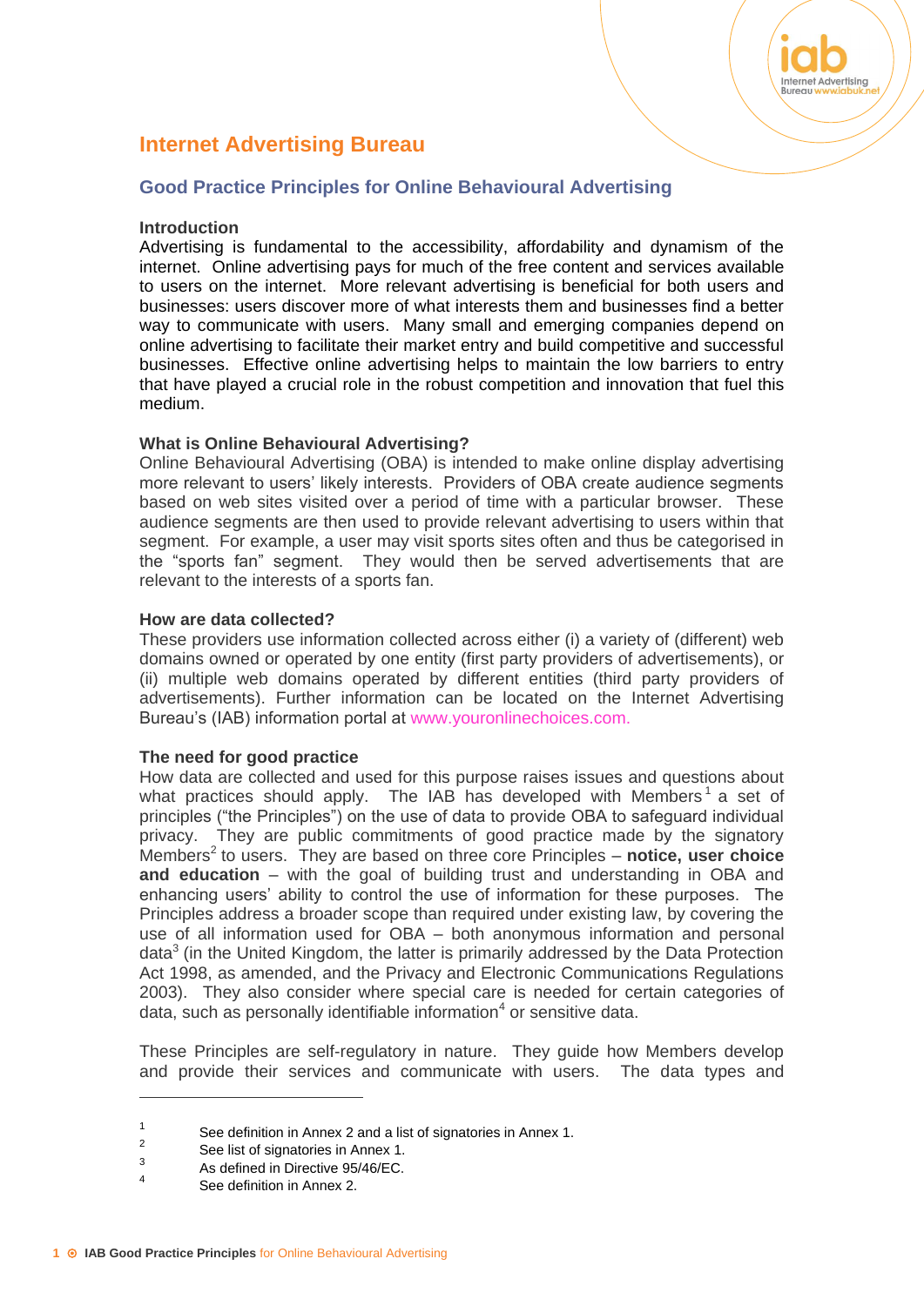# Internet Advertising Bureau

## Good Practice Principles for Online Behavioural Advertising

**Introduction**

Advertising is fundamental to the accessibility, affordability and dynamism of the internet. Online advertising pays for much of the free content and services available to users on the internet. More relevant advertising is beneficial for both users and businesses: users discover more of what interests them and businesses find a better way to communicate with users. Many small and emerging companies depend on online advertising to facilitate their market entry and build competitive and successful businesses. Effective online advertising helps to maintain the low barriers to entry that have played a crucial role in the robust competition and innovation that fuel this medium.

**What is Online Behavioural Advertising?**

Online Behavioural Advertising (OBA) is intended to make online display advertising more relevant to users' likely interests. Providers of OBA create audience segments based on web sites visited over a period of time with a particular browser. These audience segments are then used to provide relevant advertising to users within that segment. For example, a user may visit sports sites often and thus be categorised in the "sports fan" segment. They would then be served advertisements that are relevant to the interests of a sports fan.

**How are data collected?**

These providers use information collected across either (i) a variety of (different) web domains owned or operated by one entity (first party providers of advertisements), or (ii) multiple web domains operated by different entities (third party providers of advertisements). Further information can be located on the Internet Advertising Bureau's (IAB) information portal at www.youronlinechoices.com.

**The need for good practice**

How data are collected and used for this purpose raises issues and questions about what practices should apply. The IAB has developed with Members[1] a set of principles ("the Principles") on the use of data to provide OBA to safeguard individual privacy. They are public commitments of good practice made by the signatory Members[2] to users. They are based on three core Principles – **notice, user choice and education** – with the goal of building trust and understanding in OBA and enhancing users' ability to control the use of information for these purposes. The Principles address a broader scope than required under existing law, by covering the use of all information used for OBA – both anonymous information and personal data[3] (in the United Kingdom, the latter is primarily addressed by the Data Protection Act 1998, as amended, and the Privacy and Electronic Communications Regulations 2003). They also consider where special care is needed for certain categories of data, such as personally identifiable information[4] or sensitive data.

These Principles are self-regulatory in nature. They guide how Members develop and provide their services and communicate with users. The data types and

---

[1] See definition in Annex 2 and a list of signatories in Annex 1.
[2] See list of signatories in Annex 1.
[3] As defined in Directive 95/46/EC.
[4] See definition in Annex 2.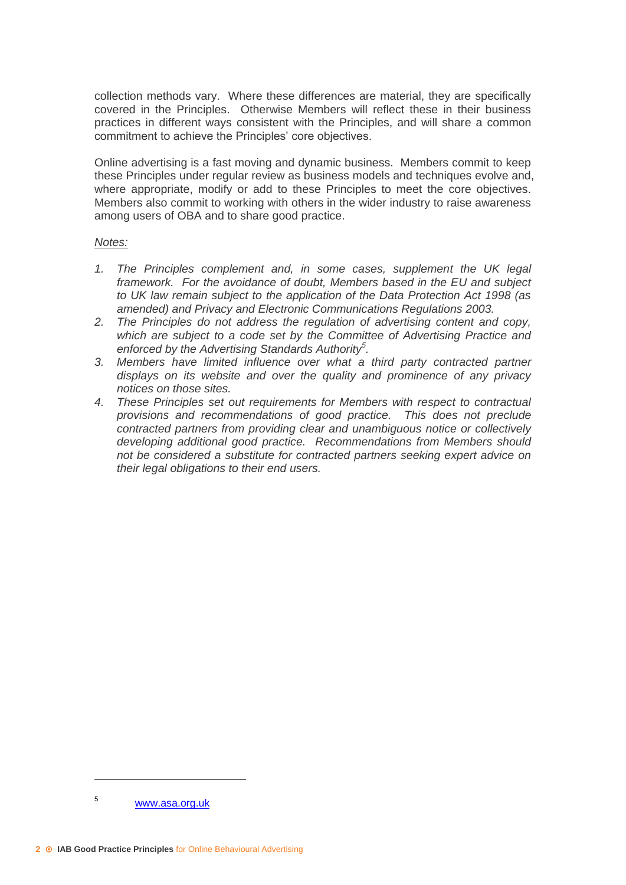collection methods vary. Where these differences are material, they are specifically covered in the Principles. Otherwise Members will reflect these in their business practices in different ways consistent with the Principles, and will share a common commitment to achieve the Principles' core objectives.

Online advertising is a fast moving and dynamic business. Members commit to keep these Principles under regular review as business models and techniques evolve and, where appropriate, modify or add to these Principles to meet the core objectives. Members also commit to working with others in the wider industry to raise awareness among users of OBA and to share good practice.

<u>*Notes:*</u>

1. *The Principles complement and, in some cases, supplement the UK legal framework. For the avoidance of doubt, Members based in the EU and subject to UK law remain subject to the application of the Data Protection Act 1998 (as amended) and Privacy and Electronic Communications Regulations 2003.*
2. *The Principles do not address the regulation of advertising content and copy, which are subject to a code set by the Committee of Advertising Practice and enforced by the Advertising Standards Authority[5].*
3. *Members have limited influence over what a third party contracted partner displays on its website and over the quality and prominence of any privacy notices on those sites.*
4. *These Principles set out requirements for Members with respect to contractual provisions and recommendations of good practice. This does not preclude contracted partners from providing clear and unambiguous notice or collectively developing additional good practice. Recommendations from Members should not be considered a substitute for contracted partners seeking expert advice on their legal obligations to their end users.*

---

[5] www.asa.org.uk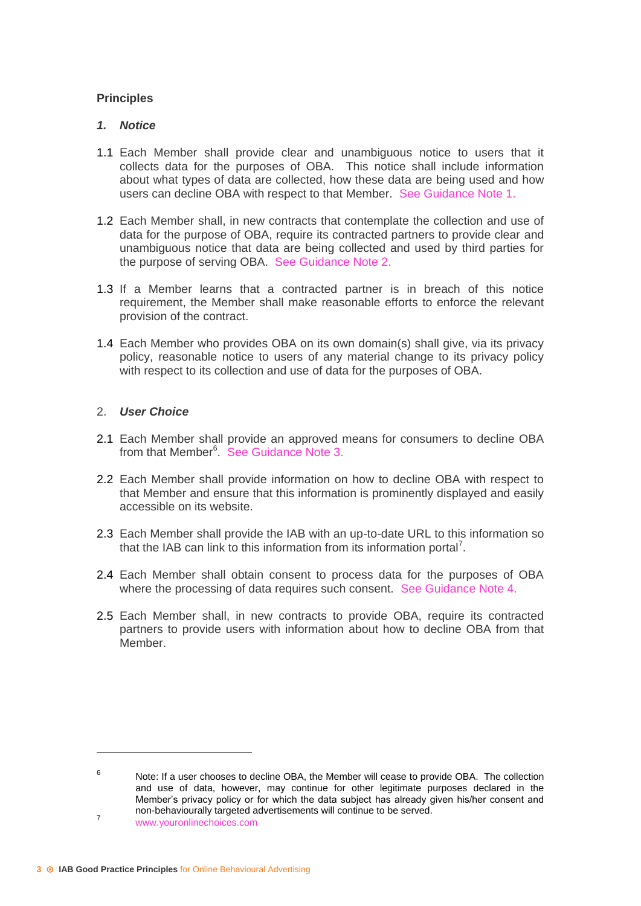## Principles

### *1. Notice*

1.1 Each Member shall provide clear and unambiguous notice to users that it collects data for the purposes of OBA. This notice shall include information about what types of data are collected, how these data are being used and how users can decline OBA with respect to that Member. See Guidance Note 1.

1.2 Each Member shall, in new contracts that contemplate the collection and use of data for the purpose of OBA, require its contracted partners to provide clear and unambiguous notice that data are being collected and used by third parties for the purpose of serving OBA. See Guidance Note 2.

1.3 If a Member learns that a contracted partner is in breach of this notice requirement, the Member shall make reasonable efforts to enforce the relevant provision of the contract.

1.4 Each Member who provides OBA on its own domain(s) shall give, via its privacy policy, reasonable notice to users of any material change to its privacy policy with respect to its collection and use of data for the purposes of OBA.

### 2. *User Choice*

2.1 Each Member shall provide an approved means for consumers to decline OBA from that Member[6]. See Guidance Note 3.

2.2 Each Member shall provide information on how to decline OBA with respect to that Member and ensure that this information is prominently displayed and easily accessible on its website.

2.3 Each Member shall provide the IAB with an up-to-date URL to this information so that the IAB can link to this information from its information portal[7].

2.4 Each Member shall obtain consent to process data for the purposes of OBA where the processing of data requires such consent. See Guidance Note 4.

2.5 Each Member shall, in new contracts to provide OBA, require its contracted partners to provide users with information about how to decline OBA from that Member.

---

[6] Note: If a user chooses to decline OBA, the Member will cease to provide OBA. The collection and use of data, however, may continue for other legitimate purposes declared in the Member's privacy policy or for which the data subject has already given his/her consent and non-behaviourally targeted advertisements will continue to be served.

[7] www.youronlinechoices.com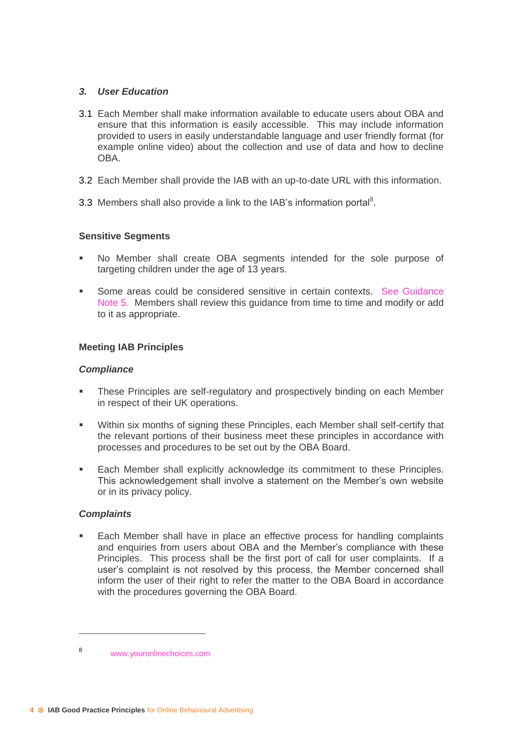### *3. User Education*

3.1 Each Member shall make information available to educate users about OBA and ensure that this information is easily accessible. This may include information provided to users in easily understandable language and user friendly format (for example online video) about the collection and use of data and how to decline OBA.

3.2 Each Member shall provide the IAB with an up-to-date URL with this information.

3.3 Members shall also provide a link to the IAB's information portal[8].

### Sensitive Segments

- No Member shall create OBA segments intended for the sole purpose of targeting children under the age of 13 years.
- Some areas could be considered sensitive in certain contexts. See Guidance Note 5. Members shall review this guidance from time to time and modify or add to it as appropriate.

### Meeting IAB Principles

#### *Compliance*

- These Principles are self-regulatory and prospectively binding on each Member in respect of their UK operations.
- Within six months of signing these Principles, each Member shall self-certify that the relevant portions of their business meet these principles in accordance with processes and procedures to be set out by the OBA Board.
- Each Member shall explicitly acknowledge its commitment to these Principles. This acknowledgement shall involve a statement on the Member's own website or in its privacy policy.

#### *Complaints*

- Each Member shall have in place an effective process for handling complaints and enquiries from users about OBA and the Member's compliance with these Principles. This process shall be the first port of call for user complaints. If a user's complaint is not resolved by this process, the Member concerned shall inform the user of their right to refer the matter to the OBA Board in accordance with the procedures governing the OBA Board.

---

[8] www.youronlinechoices.com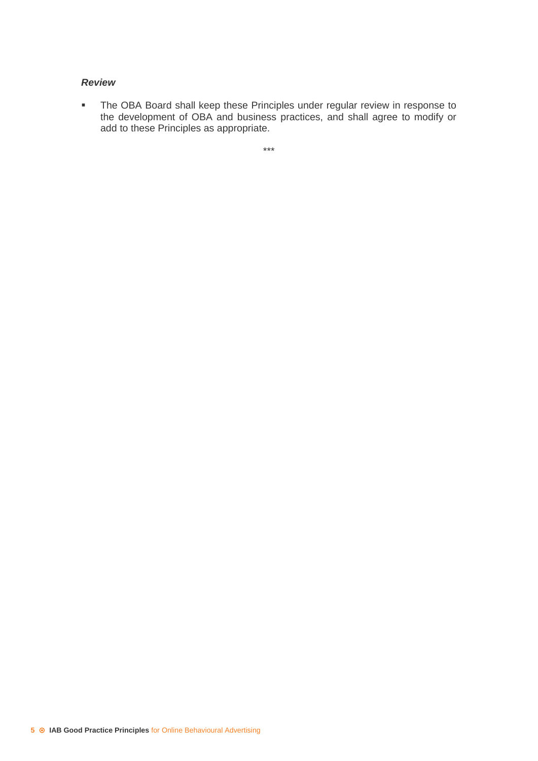### *Review*

- The OBA Board shall keep these Principles under regular review in response to the development of OBA and business practices, and shall agree to modify or add to these Principles as appropriate.

\*\*\*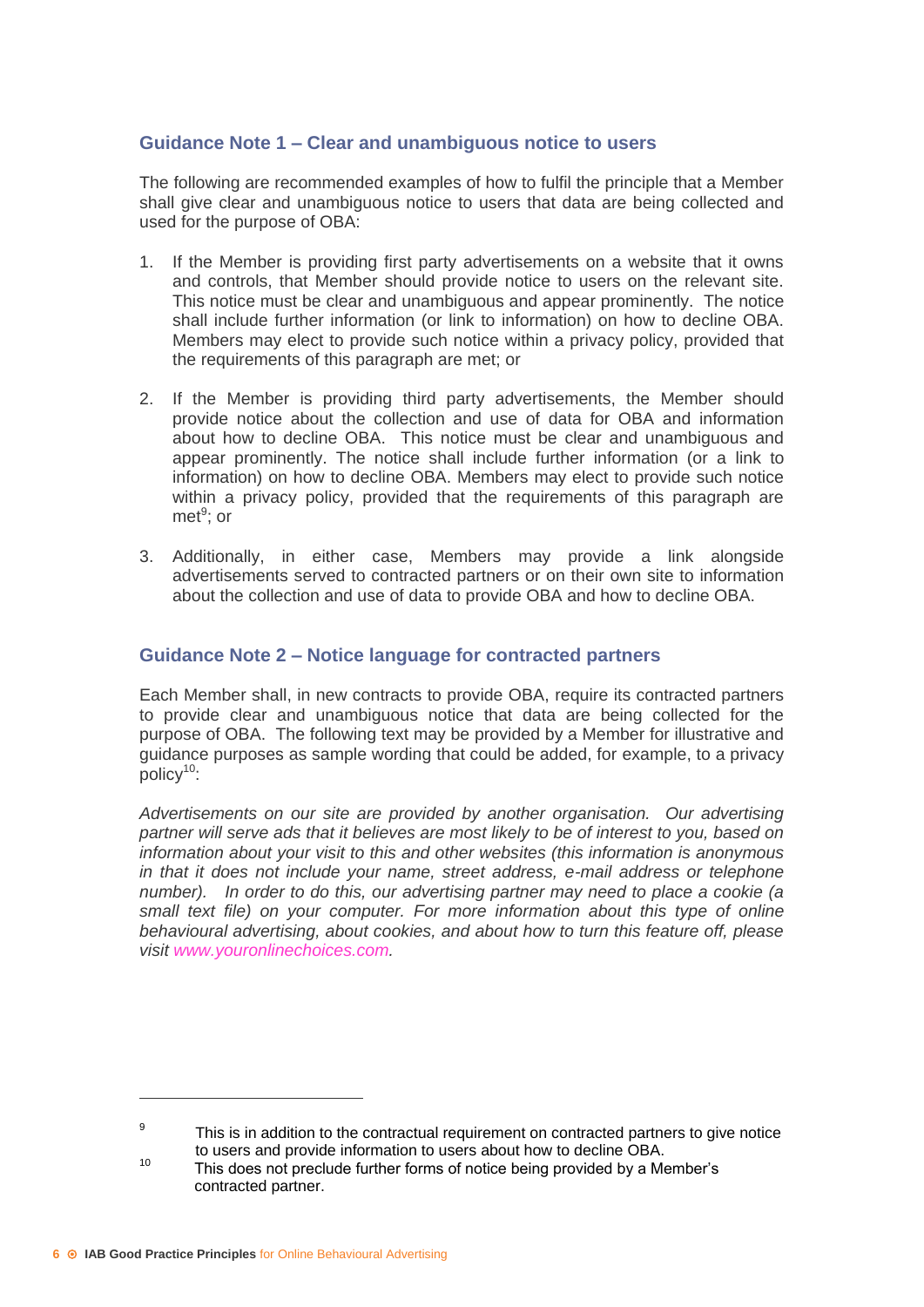## Guidance Note 1 – Clear and unambiguous notice to users

The following are recommended examples of how to fulfil the principle that a Member shall give clear and unambiguous notice to users that data are being collected and used for the purpose of OBA:

1. If the Member is providing first party advertisements on a website that it owns and controls, that Member should provide notice to users on the relevant site. This notice must be clear and unambiguous and appear prominently. The notice shall include further information (or link to information) on how to decline OBA. Members may elect to provide such notice within a privacy policy, provided that the requirements of this paragraph are met; or

2. If the Member is providing third party advertisements, the Member should provide notice about the collection and use of data for OBA and information about how to decline OBA. This notice must be clear and unambiguous and appear prominently. The notice shall include further information (or a link to information) on how to decline OBA. Members may elect to provide such notice within a privacy policy, provided that the requirements of this paragraph are met[9]; or

3. Additionally, in either case, Members may provide a link alongside advertisements served to contracted partners or on their own site to information about the collection and use of data to provide OBA and how to decline OBA.

## Guidance Note 2 – Notice language for contracted partners

Each Member shall, in new contracts to provide OBA, require its contracted partners to provide clear and unambiguous notice that data are being collected for the purpose of OBA. The following text may be provided by a Member for illustrative and guidance purposes as sample wording that could be added, for example, to a privacy policy[10]:

*Advertisements on our site are provided by another organisation. Our advertising partner will serve ads that it believes are most likely to be of interest to you, based on information about your visit to this and other websites (this information is anonymous in that it does not include your name, street address, e-mail address or telephone number). In order to do this, our advertising partner may need to place a cookie (a small text file) on your computer. For more information about this type of online behavioural advertising, about cookies, and about how to turn this feature off, please visit www.youronlinechoices.com.*

---

[9] This is in addition to the contractual requirement on contracted partners to give notice to users and provide information to users about how to decline OBA.

[10] This does not preclude further forms of notice being provided by a Member's contracted partner.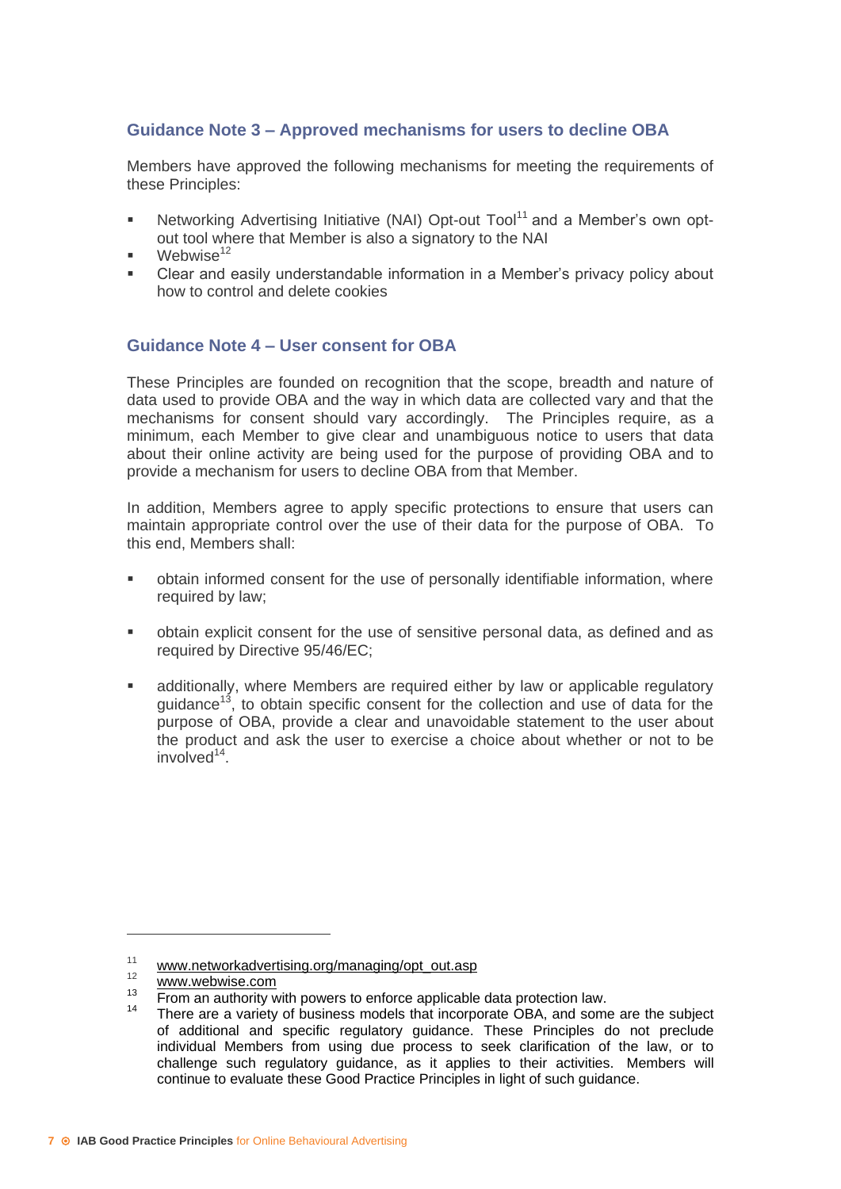## Guidance Note 3 – Approved mechanisms for users to decline OBA

Members have approved the following mechanisms for meeting the requirements of these Principles:

- Networking Advertising Initiative (NAI) Opt-out Tool[11] and a Member's own opt-out tool where that Member is also a signatory to the NAI
- Webwise[12]
- Clear and easily understandable information in a Member's privacy policy about how to control and delete cookies

## Guidance Note 4 – User consent for OBA

These Principles are founded on recognition that the scope, breadth and nature of data used to provide OBA and the way in which data are collected vary and that the mechanisms for consent should vary accordingly. The Principles require, as a minimum, each Member to give clear and unambiguous notice to users that data about their online activity are being used for the purpose of providing OBA and to provide a mechanism for users to decline OBA from that Member.

In addition, Members agree to apply specific protections to ensure that users can maintain appropriate control over the use of their data for the purpose of OBA. To this end, Members shall:

- obtain informed consent for the use of personally identifiable information, where required by law;
- obtain explicit consent for the use of sensitive personal data, as defined and as required by Directive 95/46/EC;
- additionally, where Members are required either by law or applicable regulatory guidance[13], to obtain specific consent for the collection and use of data for the purpose of OBA, provide a clear and unavoidable statement to the user about the product and ask the user to exercise a choice about whether or not to be involved[14].

---

[11] www.networkadvertising.org/managing/opt_out.asp

[12] www.webwise.com

[13] From an authority with powers to enforce applicable data protection law.

[14] There are a variety of business models that incorporate OBA, and some are the subject of additional and specific regulatory guidance. These Principles do not preclude individual Members from using due process to seek clarification of the law, or to challenge such regulatory guidance, as it applies to their activities. Members will continue to evaluate these Good Practice Principles in light of such guidance.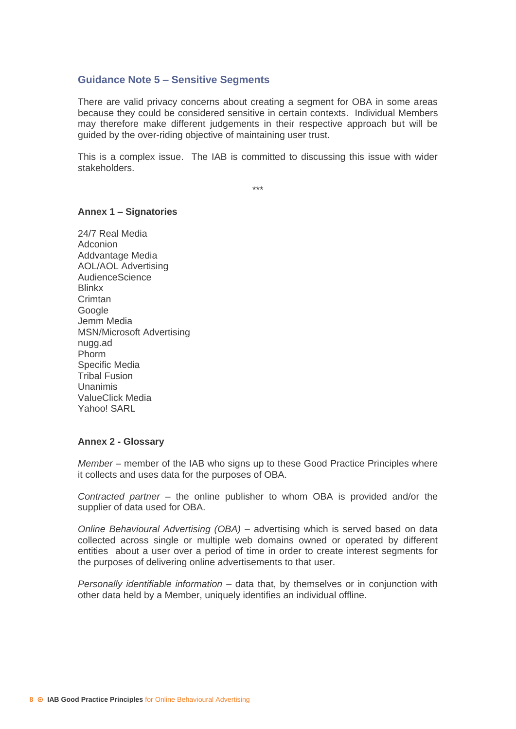### Guidance Note 5 – Sensitive Segments

There are valid privacy concerns about creating a segment for OBA in some areas because they could be considered sensitive in certain contexts. Individual Members may therefore make different judgements in their respective approach but will be guided by the over-riding objective of maintaining user trust.

This is a complex issue. The IAB is committed to discussing this issue with wider stakeholders.

***

#### Annex 1 – Signatories

24/7 Real Media
Adconion
Addvantage Media
AOL/AOL Advertising
AudienceScience
Blinkx
Crimtan
Google
Jemm Media
MSN/Microsoft Advertising
nugg.ad
Phorm
Specific Media
Tribal Fusion
Unanimis
ValueClick Media
Yahoo! SARL

#### Annex 2 - Glossary

*Member* – member of the IAB who signs up to these Good Practice Principles where it collects and uses data for the purposes of OBA.

*Contracted partner* – the online publisher to whom OBA is provided and/or the supplier of data used for OBA.

*Online Behavioural Advertising (OBA)* – advertising which is served based on data collected across single or multiple web domains owned or operated by different entities about a user over a period of time in order to create interest segments for the purposes of delivering online advertisements to that user.

*Personally identifiable information* – data that, by themselves or in conjunction with other data held by a Member, uniquely identifies an individual offline.